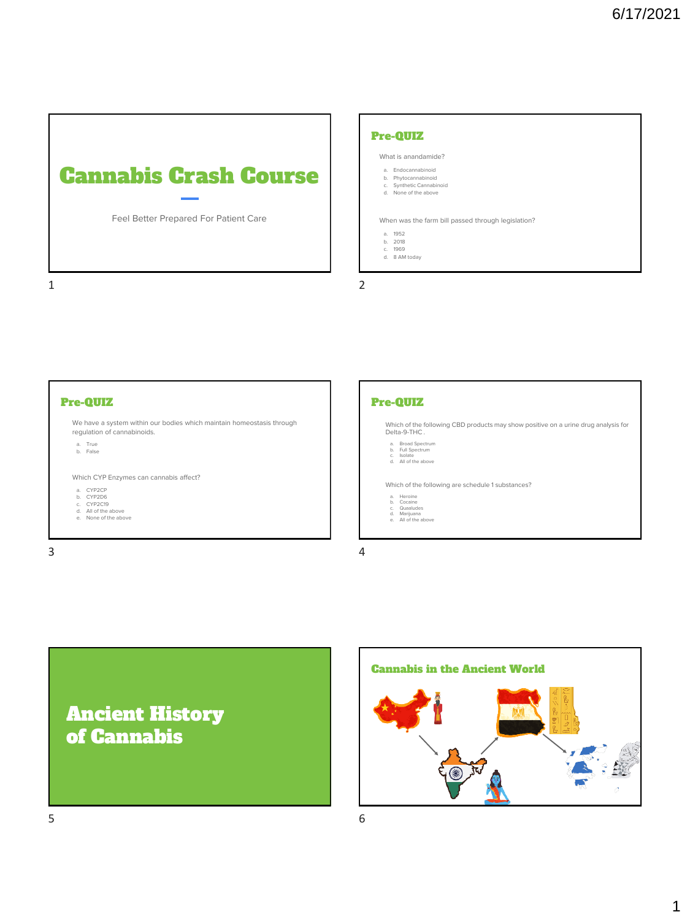# Cannabis Crash Course

Feel Better Prepared For Patient Care

## Pre-QUIZ

What is anandamide?

a. Endocannabinoid
b. Phytocannabinoid
c. Synthetic Cannabinoid
d. None of the above

When was the farm bill passed through legislation?

a. 1952
b. 2018
c. 1969
d. 8 AM today

## Pre-QUIZ

We have a system within our bodies which maintain homeostasis through regulation of cannabinoids.

a. True
b. False

Which CYP Enzymes can cannabis affect?

a. CYP2CP
b. CYP2D6
c. CYP2C19
d. All of the above
e. None of the above

## Pre-QUIZ

Which of the following CBD products may show positive on a urine drug analysis for Delta-9-THC .

a. Broad Spectrum
b. Full Spectrum
c. Isolate
d. All of the above

Which of the following are schedule 1 substances?

a. Heroine
b. Cocaine
c. Quaaludes
d. Marijuana
e. All of the above

# Ancient History of Cannabis

## Cannabis in the Ancient World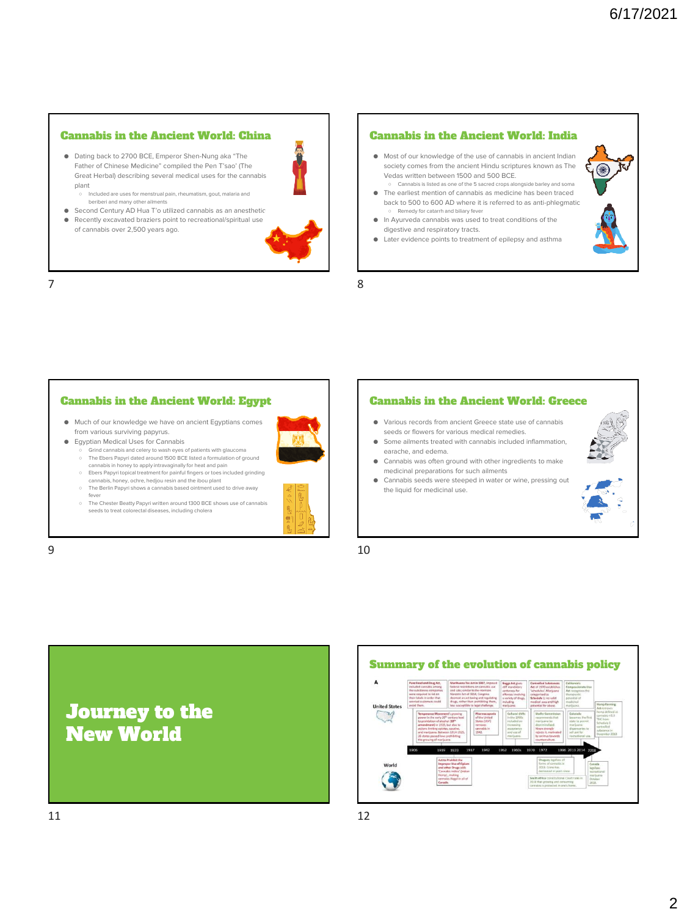## Cannabis in the Ancient World: China

- Dating back to 2700 BCE, Emperor Shen-Nung aka "The Father of Chinese Medicine" compiled the Pen T'sao' (The Great Herbal) describing several medical uses for the cannabis plant
  - Included are uses for menstrual pain, rheumatism, gout, malaria and beriberi and many other ailments
- Second Century AD Hua T'o utilized cannabis as an anesthetic
- Recently excavated braziers point to recreational/spiritual use of cannabis over 2,500 years ago.

## Cannabis in the Ancient World: India

- Most of our knowledge of the use of cannabis in ancient Indian society comes from the ancient Hindu scriptures known as The Vedas written between 1500 and 500 BCE.
  - Cannabis is listed as one of the 5 sacred crops alongside barley and soma
- The earliest mention of cannabis as medicine has been traced back to 500 to 600 AD where it is referred to as anti-phlegmatic
  - Remedy for catarrh and biliary fever
- In Ayurveda cannabis was used to treat conditions of the digestive and respiratory tracts.
- Later evidence points to treatment of epilepsy and asthma

## Cannabis in the Ancient World: Egypt

- Much of our knowledge we have on ancient Egyptians comes from various surviving papyrus.
- Egyptian Medical Uses for Cannabis
  - Grind cannabis and celery to wash eyes of patients with glaucoma
  - The Ebers Papyri dated around 1500 BCE listed a formulation of ground cannabis in honey to apply intravaginally for heat and pain
  - Ebers Papyri topical treatment for painful fingers or toes included grinding cannabis, honey, ochre, hedjou resin and the ibou plant
  - The Berlin Papyri shows a cannabis based ointment used to drive away fever
  - The Chester Beatty Papyri written around 1300 BCE shows use of cannabis seeds to treat colorectal diseases, including cholera

## Cannabis in the Ancient World: Greece

- Various records from ancient Greece state use of cannabis seeds or flowers for various medical remedies.
- Some ailments treated with cannabis included inflammation, earache, and edema.
- Cannabis was often ground with other ingredients to make medicinal preparations for such ailments
- Cannabis seeds were steeped in water or wine, pressing out the liquid for medicinal use.

# Journey to the New World

## Summary of the evolution of cannabis policy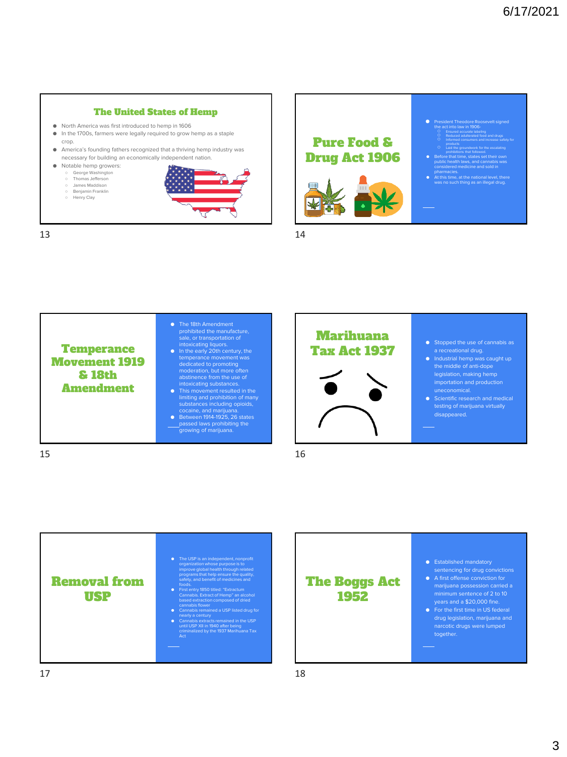## The United States of Hemp

- North America was first introduced to hemp in 1606
- In the 1700s, farmers were legally required to grow hemp as a staple crop.
- America's founding fathers recognized that a thriving hemp industry was necessary for building an economically independent nation.
- Notable hemp growers:
  - George Washington
  - Thomas Jefferson
  - James Maddison
  - Benjamin Franklin
  - Henry Clay

## Pure Food & Drug Act 1906

- President Theodore Roosevelt signed the act into law in 1906-
  - Ensured accurate labeling
  - Reduced adulterated food and drugs
  - Informed consumers and increase safety for products
  - Laid the groundwork for the escalating prohibitions that followed.
- Before that time, states set their own public health laws, and cannabis was considered medicine and sold in pharmacies.
- At this time, at the national level, there was no such thing as an illegal drug.

## Temperance Movement 1919 & 18th Amendment

- The 18th Amendment prohibited the manufacture, sale, or transportation of intoxicating liquors.
- In the early 20th century, the temperance movement was dedicated to promoting moderation, but more often abstinence from the use of intoxicating substances.
- This movement resulted in the limiting and prohibition of many substances including opioids, cocaine, and marijuana.
- Between 1914-1925, 26 states passed laws prohibiting the growing of marijuana.

## Marihuana Tax Act 1937

- Stopped the use of cannabis as a recreational drug.
- Industrial hemp was caught up the middle of anti-dope legislation, making hemp importation and production uneconomical.
- Scientific research and medical testing of marijuana virtually disappeared.

## Removal from USP

- The USP is an independent, nonprofit organization whose purpose is to improve global health through related programs that help ensure the quality, safety, and benefit of medicines and foods.
- First entry 1850 titled: "Extractum Cannabis. Extract of Hemp" an alcohol based extraction composed of dried cannabis flower
- Cannabis remained a USP listed drug for nearly a century
- Cannabis extracts remained in the USP until USP XII in 1940 after being criminalized by the 1937 Marihuana Tax Act

## The Boggs Act 1952

- Established mandatory sentencing for drug convictions
- A first offense conviction for marijuana possession carried a minimum sentence of 2 to 10 years and a $20,000 fine.
- For the first time in US federal drug legislation, marijuana and narcotic drugs were lumped together.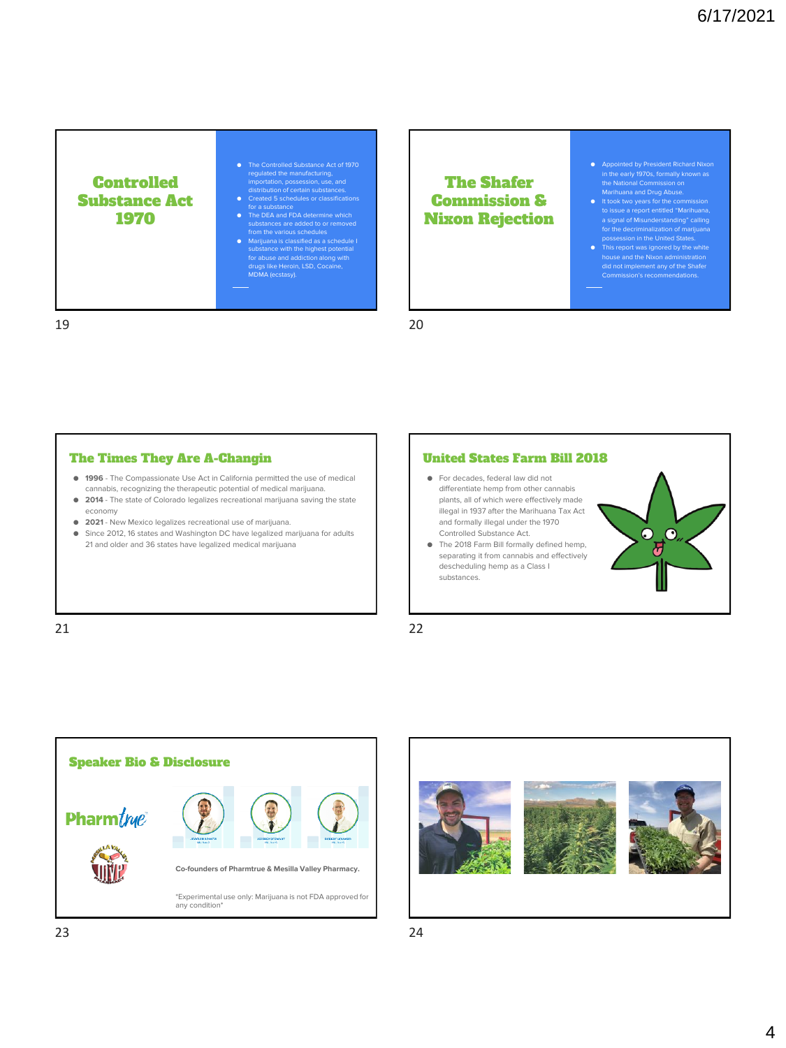## Controlled Substance Act 1970

- The Controlled Substance Act of 1970 regulated the manufacturing, importation, possession, use, and distribution of certain substances.
- Created 5 schedules or classifications for a substance
- The DEA and FDA determine which substances are added to or removed from the various schedules
- Marijuana is classified as a schedule I substance with the highest potential for abuse and addiction along with drugs like Heroin, LSD, Cocaine, MDMA (ecstasy).

## The Shafer Commission & Nixon Rejection

- Appointed by President Richard Nixon in the early 1970s, formally known as the National Commission on Marihuana and Drug Abuse.
- It took two years for the commission to issue a report entitled "Marihuana, a signal of Misunderstanding" calling for the decriminalization of marijuana possession in the United States.
- This report was ignored by the white house and the Nixon administration did not implement any of the Shafer Commission's recommendations.

## The Times They Are A-Changin

- **1996** - The Compassionate Use Act in California permitted the use of medical cannabis, recognizing the therapeutic potential of medical marijuana.
- **2014** - The state of Colorado legalizes recreational marijuana saving the state economy
- **2021** - New Mexico legalizes recreational use of marijuana.
- Since 2012, 16 states and Washington DC have legalized marijuana for adults 21 and older and 36 states have legalized medical marijuana

## United States Farm Bill 2018

- For decades, federal law did not differentiate hemp from other cannabis plants, all of which were effectively made illegal in 1937 after the Marihuana Tax Act and formally illegal under the 1970 Controlled Substance Act.
- The 2018 Farm Bill formally defined hemp, separating it from cannabis and effectively descheduling hemp as a Class I substances.

## Speaker Bio & Disclosure

Pharmtrue

Co-founders of Pharmtrue & Mesilla Valley Pharmacy.

*Experimental use only: Marijuana is not FDA approved for any condition*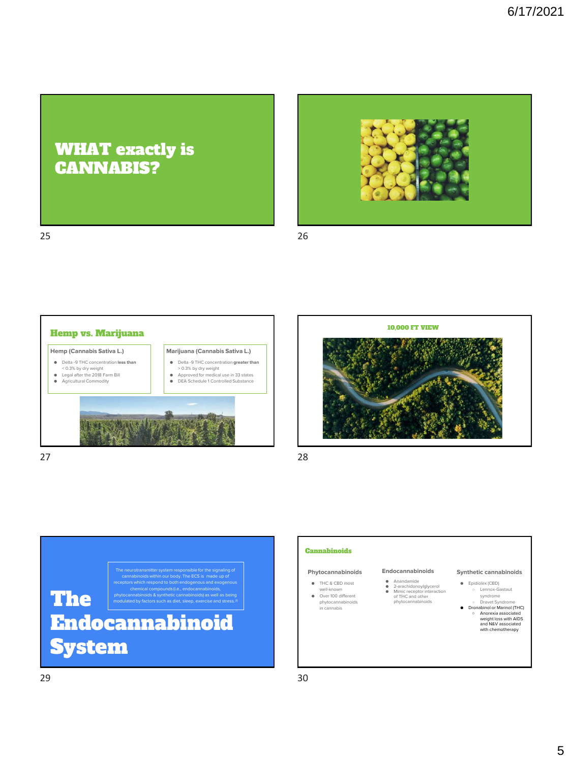# WHAT exactly is CANNABIS?

## Hemp vs. Marijuana

**Hemp (Cannabis Sativa L.)**

- Delta -9 THC concentration **less than** < 0.3% by dry weight
- Legal after the 2018 Farm Bill
- Agricultural Commodity

**Marijuana (Cannabis Sativa L.)**

- Delta -9 THC concentration **greater than** > 0.3% by dry weight
- Approved for medical use in 33 states
- DEA Schedule 1 Controlled Substance

## 10,000 FT VIEW

# The Endocannabinoid System

The neurotransmitter system responsible for the signaling of cannabinoids within our body. The ECS is made up of receptors which respond to both endogenous and exogenous chemical compounds (i.e., endocannabinoids, phytocannabinoids & synthetic cannabinoids) as well as being modulated by factors such as diet, sleep, exercise and stress.[1]

## Cannabinoids

**Phytocannabinoids**

- THC & CBD most well-known
- Over 100 different phytocannabinoids in cannabis

**Endocannabinoids**

- Anandamide
- 2-arachidonoylglycerol
- Mimic receptor interaction of THC and other phytocannabinoids

**Synthetic cannabinoids**

- Epidiolex (CBD)
  - Lennox-Gastaut syndrome
  - Dravet Syndrome
- Dronabinol or Marinol (THC)
  - Anorexia associated weight loss with AIDS and N&V associated with chemotherapy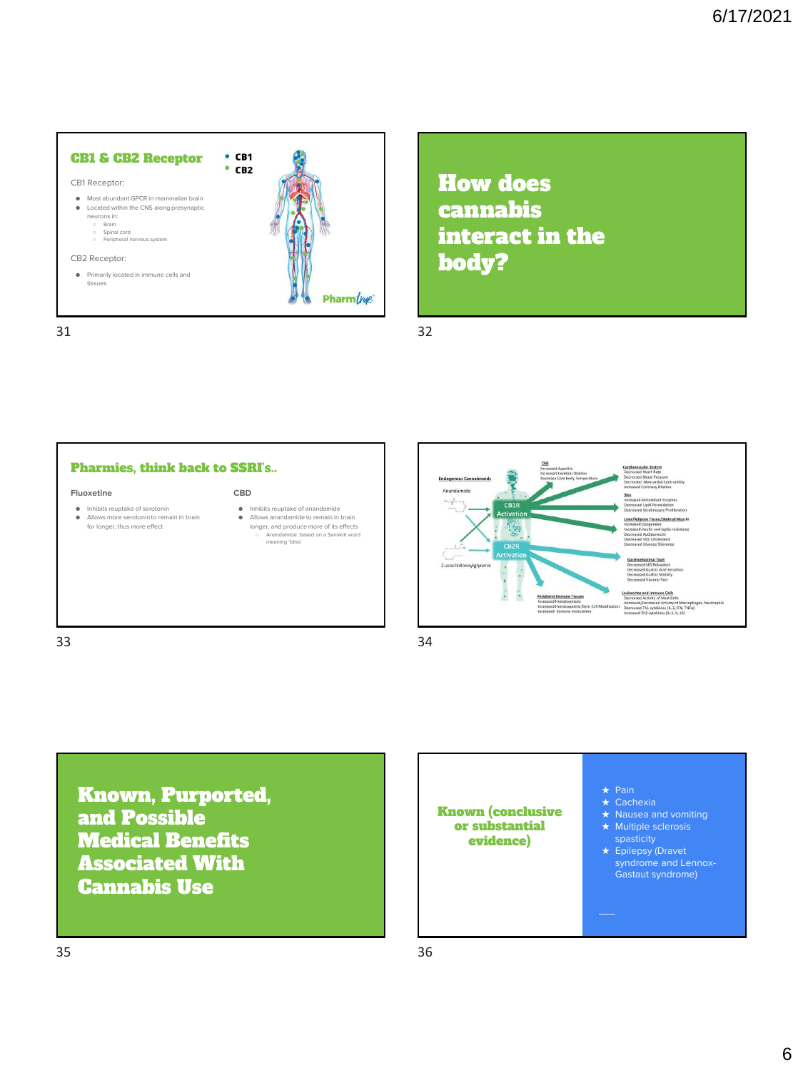## CB1 & CB2 Receptor

- CB1
- CB2

CB1 Receptor:

- Most abundant GPCR in mammalian brain
- Located within the CNS along presynaptic neurons in:
  - Brain
  - Spinal cord
  - Peripheral nervous system

CB2 Receptor:

- Primarily located in immune cells and tissues

PharmLive

## How does cannabis interact in the body?

## Pharmies, think back to SSRI's..

**Fluoxetine**

- Inhibits reuptake of serotonin
- Allows more serotonin to remain in brain for longer, thus more effect

**CBD**

- Inhibits reuptake of anandamide
- Allows anandamide to remain in brain longer, and produce more of its effects
  - Anandamide: based on a Sanskrit word meaning 'bliss'

Endogenous Cannabinoids

Anandamide

2-arachidonoylglycerol

CB1R Activation

CB2R Activation

CNS
Increased Appetite
Increased Cerebral Dilation
Decrease Core body Temperature

Cardiovascular System
Decreased Heart Rate
Decreased Blood Pressure
Decreased Myocardial Contractility
Increased Coronary Dilation

Skin
Increased Antioxidant Enzymes
Decreased Lipid Peroxidation
Decreased Keratinocyte Proliferation

Liver/Adipose Tissue/Skeletal Muscle
Increased Lipogenesis
Increased Insulin and leptin resistance
Decreased Adiponectin
Decreased HDL Cholesterol
Decreased Glucose Tolerance

Gastrointestinal Tract
Decreased LES Relaxation
Decreased Gastric Acid Secretion
Decreased Gastric Motility
Decreased Visceral Pain

Peripheral Immune Tissues
Increased Hematopoiesis
Increased Hematopoietic Stem Cell Mobilization
Increased Immune modulation

Leukocytes and Immune Cells
Decreased Activity of Mast Cells
Increased/Decreased Activity of Macrophages, Neutrophils
Decreased Th1 cytokines (IL-2, IFN, TNFα)
Increased Th2 cytokines (IL-5, IL-10)

## Known, Purported, and Possible Medical Benefits Associated With Cannabis Use

## Known (conclusive or substantial evidence)

- ★ Pain
- ★ Cachexia
- ★ Nausea and vomiting
- ★ Multiple sclerosis spasticity
- ★ Epilepsy (Dravet syndrome and Lennox-Gastaut syndrome)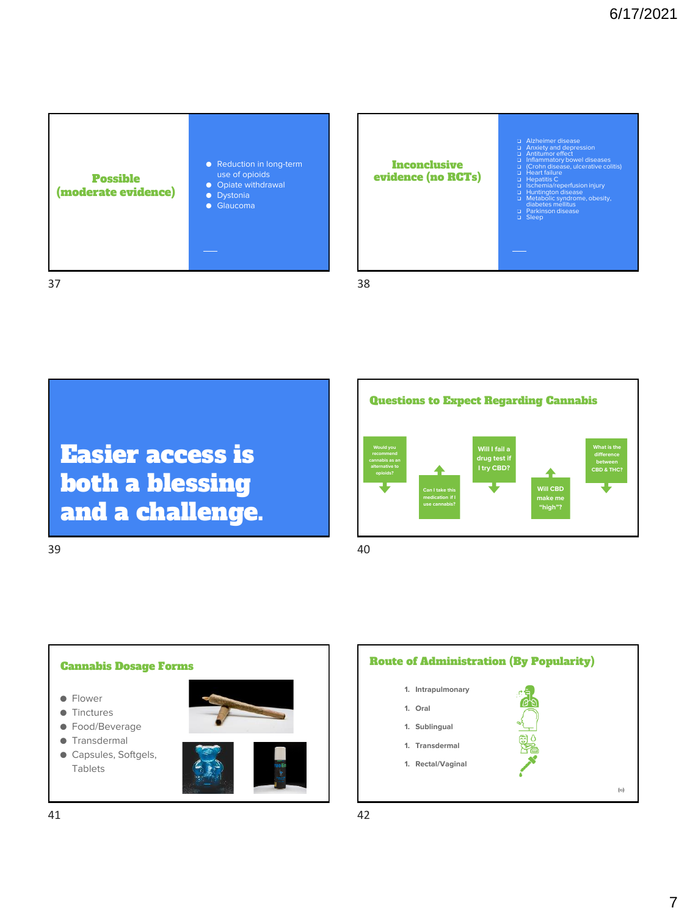## Possible (moderate evidence)

- Reduction in long-term use of opioids
- Opiate withdrawal
- Dystonia
- Glaucoma

## Inconclusive evidence (no RCTs)

- Alzheimer disease
- Anxiety and depression
- Antitumor effect
- Inflammatory bowel diseases
- (Crohn disease, ulcerative colitis)
- Heart failure
- Hepatitis C
- Ischemia/reperfusion injury
- Huntington disease
- Metabolic syndrome, obesity, diabetes mellitus
- Parkinson disease
- Sleep

# Easier access is both a blessing and a challenge.

## Questions to Expect Regarding Cannabis

- Would you recommend cannabis as an alternative to opioids?
- Can I take this medication if I use cannabis?
- Will I fail a drug test if I try CBD?
- Will CBD make me "high"?
- What is the difference between CBD & THC?

## Cannabis Dosage Forms

- Flower
- Tinctures
- Food/Beverage
- Transdermal
- Capsules, Softgels, Tablets

## Route of Administration (By Popularity)

1. Intrapulmonary
1. Oral
1. Sublingual
1. Transdermal
1. Rectal/Vaginal

(10)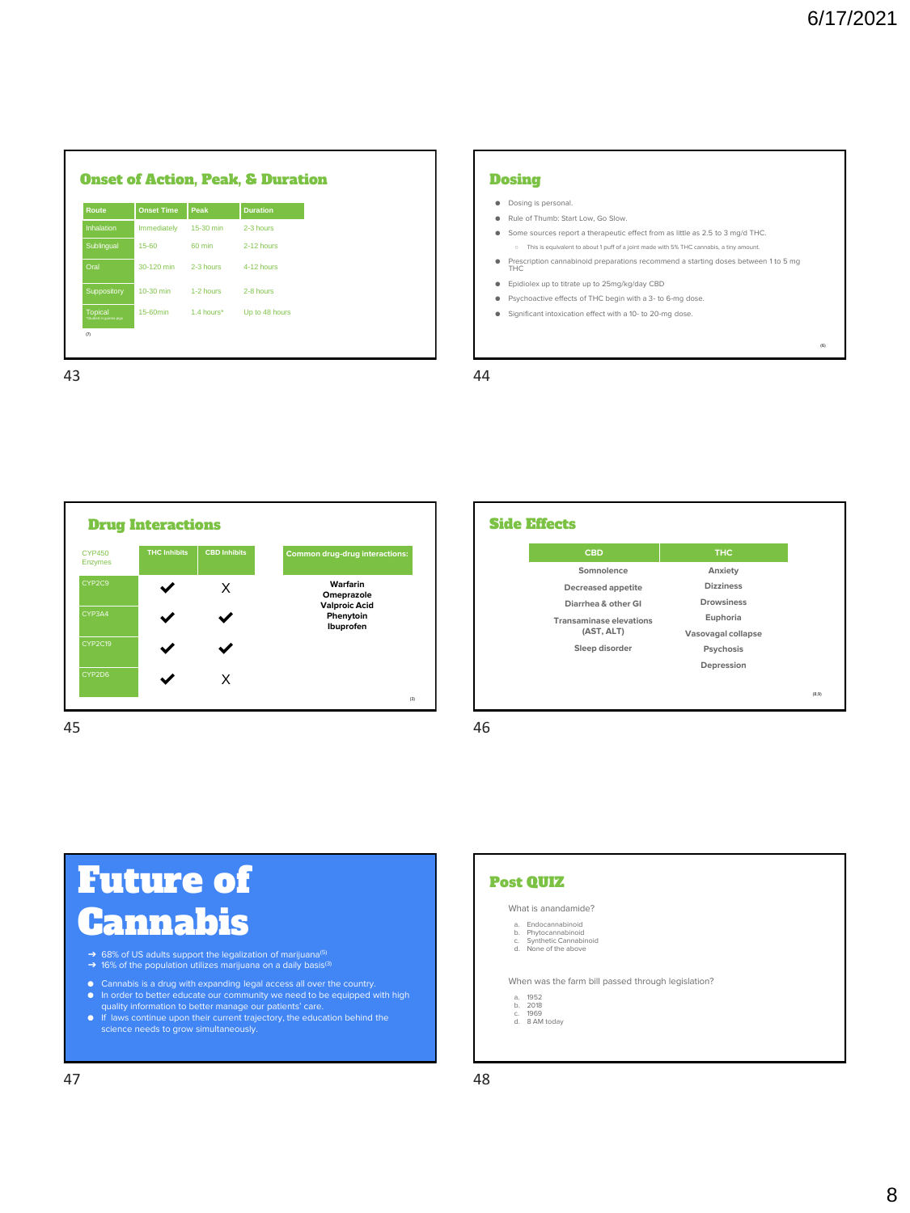## Onset of Action, Peak, & Duration

| Route | Onset Time | Peak | Duration |
|---|---|---|---|
| Inhalation | Immediately | 15-30 min | 2-3 hours |
| Sublingual | 15-60 | 60 min | 2-12 hours |
| Oral | 30-120 min | 2-3 hours | 4-12 hours |
| Suppository | 10-30 min | 1-2 hours | 2-8 hours |
| Topical *Studied in guinea pigs | 15-60min | 1.4 hours* | Up to 48 hours |

(7)

## Dosing

- Dosing is personal.
- Rule of Thumb: Start Low, Go Slow.
- Some sources report a therapeutic effect from as little as 2.5 to 3 mg/d THC.
  - This is equivalent to about 1 puff of a joint made with 5% THC cannabis, a tiny amount.
- Prescription cannabinoid preparations recommend a starting doses between 1 to 5 mg THC
- Epidiolex up to titrate up to 25mg/kg/day CBD
- Psychoactive effects of THC begin with a 3- to 6-mg dose.
- Significant intoxication effect with a 10- to 20-mg dose.

(6)

## Drug Interactions

| CYP450 Enzymes | THC Inhibits | CBD Inhibits |
|---|---|---|
| CYP2C9 | ✔ | X |
| CYP3A4 | ✔ | ✔ |
| CYP2C19 | ✔ | ✔ |
| CYP2D6 | ✔ | X |

**Common drug-drug interactions:**

**Warfarin**
**Omeprazole**
**Valproic Acid**
**Phenytoin**
**Ibuprofen**

(3)

## Side Effects

| CBD | THC |
|---|---|
| Somnolence | Anxiety |
| Decreased appetite | Dizziness |
| Diarrhea & other GI | Drowsiness |
| Transaminase elevations (AST, ALT) | Euphoria |
| Sleep disorder | Vasovagal collapse |
| | Psychosis |
| | Depression |

(8,9)

# Future of Cannabis

- ➔ 68% of US adults support the legalization of marijuana[5]
- ➔ 16% of the population utilizes marijuana on a daily basis[3]

- Cannabis is a drug with expanding legal access all over the country.
- In order to better educate our community we need to be equipped with high quality information to better manage our patients' care.
- If laws continue upon their current trajectory, the education behind the science needs to grow simultaneously.

## Post QUIZ

What is anandamide?

a. Endocannabinoid
b. Phytocannabinoid
c. Synthetic Cannabinoid
d. None of the above

When was the farm bill passed through legislation?

a. 1952
b. 2018
c. 1969
d. 8 AM today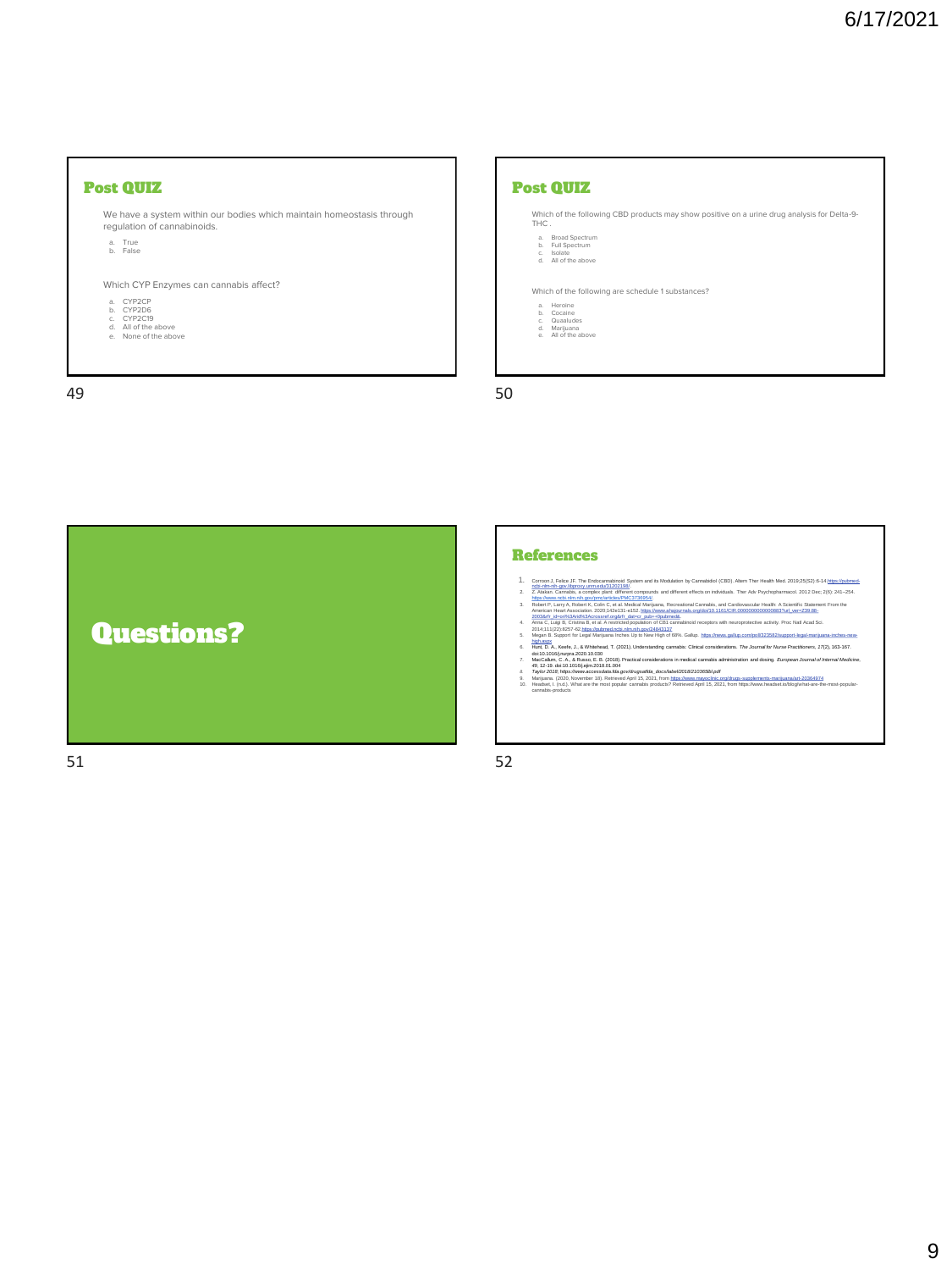## Post QUIZ

We have a system within our bodies which maintain homeostasis through regulation of cannabinoids.

a. True
b. False

Which CYP Enzymes can cannabis affect?

a. CYP2CP
b. CYP2D6
c. CYP2C19
d. All of the above
e. None of the above

## Post QUIZ

Which of the following CBD products may show positive on a urine drug analysis for Delta-9-THC .

a. Broad Spectrum
b. Full Spectrum
c. Isolate
d. All of the above

Which of the following are schedule 1 substances?

a. Heroine
b. Cocaine
c. Quaaludes
d. Marijuana
e. All of the above

# Questions?

## References

1. Corroon J, Felice JF. The Endocannabinoid System and its Modulation by Cannabidiol (CBD). Altern Ther Health Med. 2019;25(S2):6-14 https://pubmed-ncbi-nlm-nih-gov.libproxy.unm.edu/31202198/.
2. Z. Atakan. Cannabis, a complex plant: different compounds and different effects on individuals. Ther Adv Psychopharmacol. 2012 Dec; 2(6): 241–254. https://www.ncbi.nlm.nih.gov/pmc/articles/PMC3736954/.
3. Robert P, Larry A, Robert K, Colin C, et al. Medical Marijuana, Recreational Cannabis, and Cardiovascular Health: A Scientific Statement From the American Heart Association. 2020;142:e131–e152. https://www.ahajournals.org/doi/10.1161/CIR.0000000000000883?url_ver=Z39.88-2003&rfr_id=ori%3Arid%3Acrossref.org&rfr_dat=cr_pub++0pubmed&.
4. Anna C, Luigi B, Cristina B, et al. A restricted population of CB1 cannabinoid receptors with neuroprotective activity. Proc Natl Acad Sci. 2014;111(22):8257-62 https://pubmed.ncbi.nlm.nih.gov/24843137
5. Megan B. Support for Legal Marijuana Inches Up to New High of 68%. Gallup. https://news.gallup.com/poll/323582/support-legal-marijuana-inches-new-high.aspx
6. Hunt, D. A., Keefe, J., & Whitehead, T. (2021). Understanding cannabis: Clinical considerations. *The Journal for Nurse Practitioners, 17*(2), 163-167. doi:10.1016/j.nurpra.2020.10.030
7. MacCallum, C. A., & Russo, E. B. (2018). Practical considerations in medical cannabis administration and dosing. *European Journal of Internal Medicine, 49*, 12-19. doi:10.1016/j.ejim.2018.01.004
8. *Taylor 2018; https://www.accessdata.fda.gov/drugsatfda_docs/label/2018/210365lbl.pdf*
9. Marijuana. (2020, November 18). Retrieved April 15, 2021, from https://www.mayoclinic.org/drugs-supplements-marijuana/art-20364974
10. Headset, I. (n.d.). What are the most popular cannabis products? Retrieved April 15, 2021, from https://www.headset.io/blog/what-are-the-most-popular-cannabis-products